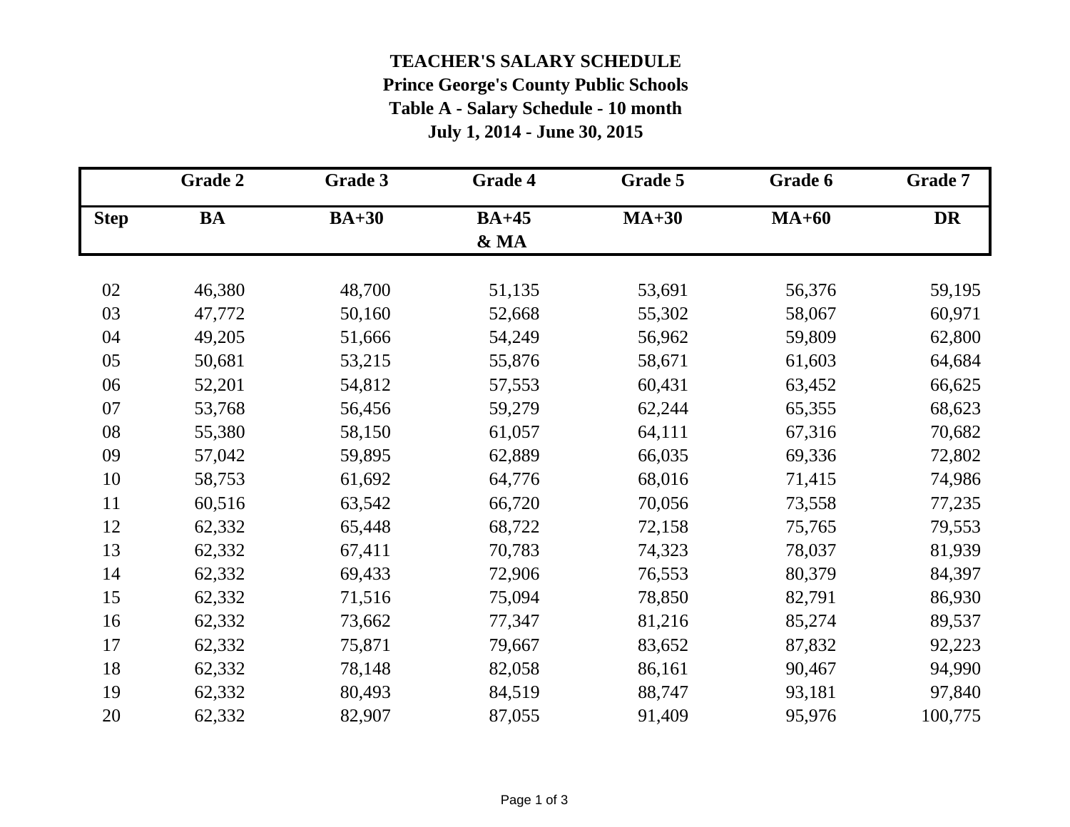# TEACHER'S SALARY SCHEDULE

## Prince George's County Public Schools

## Table A - Salary Schedule - 10 month

## July 1, 2014 - June 30, 2015

| | Grade 2 | Grade 3 | Grade 4 | Grade 5 | Grade 6 | Grade 7 |
|---|---|---|---|---|---|---|
| **Step** | **BA** | **BA+30** | **BA+45 & MA** | **MA+30** | **MA+60** | **DR** |
| 02 | 46,380 | 48,700 | 51,135 | 53,691 | 56,376 | 59,195 |
| 03 | 47,772 | 50,160 | 52,668 | 55,302 | 58,067 | 60,971 |
| 04 | 49,205 | 51,666 | 54,249 | 56,962 | 59,809 | 62,800 |
| 05 | 50,681 | 53,215 | 55,876 | 58,671 | 61,603 | 64,684 |
| 06 | 52,201 | 54,812 | 57,553 | 60,431 | 63,452 | 66,625 |
| 07 | 53,768 | 56,456 | 59,279 | 62,244 | 65,355 | 68,623 |
| 08 | 55,380 | 58,150 | 61,057 | 64,111 | 67,316 | 70,682 |
| 09 | 57,042 | 59,895 | 62,889 | 66,035 | 69,336 | 72,802 |
| 10 | 58,753 | 61,692 | 64,776 | 68,016 | 71,415 | 74,986 |
| 11 | 60,516 | 63,542 | 66,720 | 70,056 | 73,558 | 77,235 |
| 12 | 62,332 | 65,448 | 68,722 | 72,158 | 75,765 | 79,553 |
| 13 | 62,332 | 67,411 | 70,783 | 74,323 | 78,037 | 81,939 |
| 14 | 62,332 | 69,433 | 72,906 | 76,553 | 80,379 | 84,397 |
| 15 | 62,332 | 71,516 | 75,094 | 78,850 | 82,791 | 86,930 |
| 16 | 62,332 | 73,662 | 77,347 | 81,216 | 85,274 | 89,537 |
| 17 | 62,332 | 75,871 | 79,667 | 83,652 | 87,832 | 92,223 |
| 18 | 62,332 | 78,148 | 82,058 | 86,161 | 90,467 | 94,990 |
| 19 | 62,332 | 80,493 | 84,519 | 88,747 | 93,181 | 97,840 |
| 20 | 62,332 | 82,907 | 87,055 | 91,409 | 95,976 | 100,775 |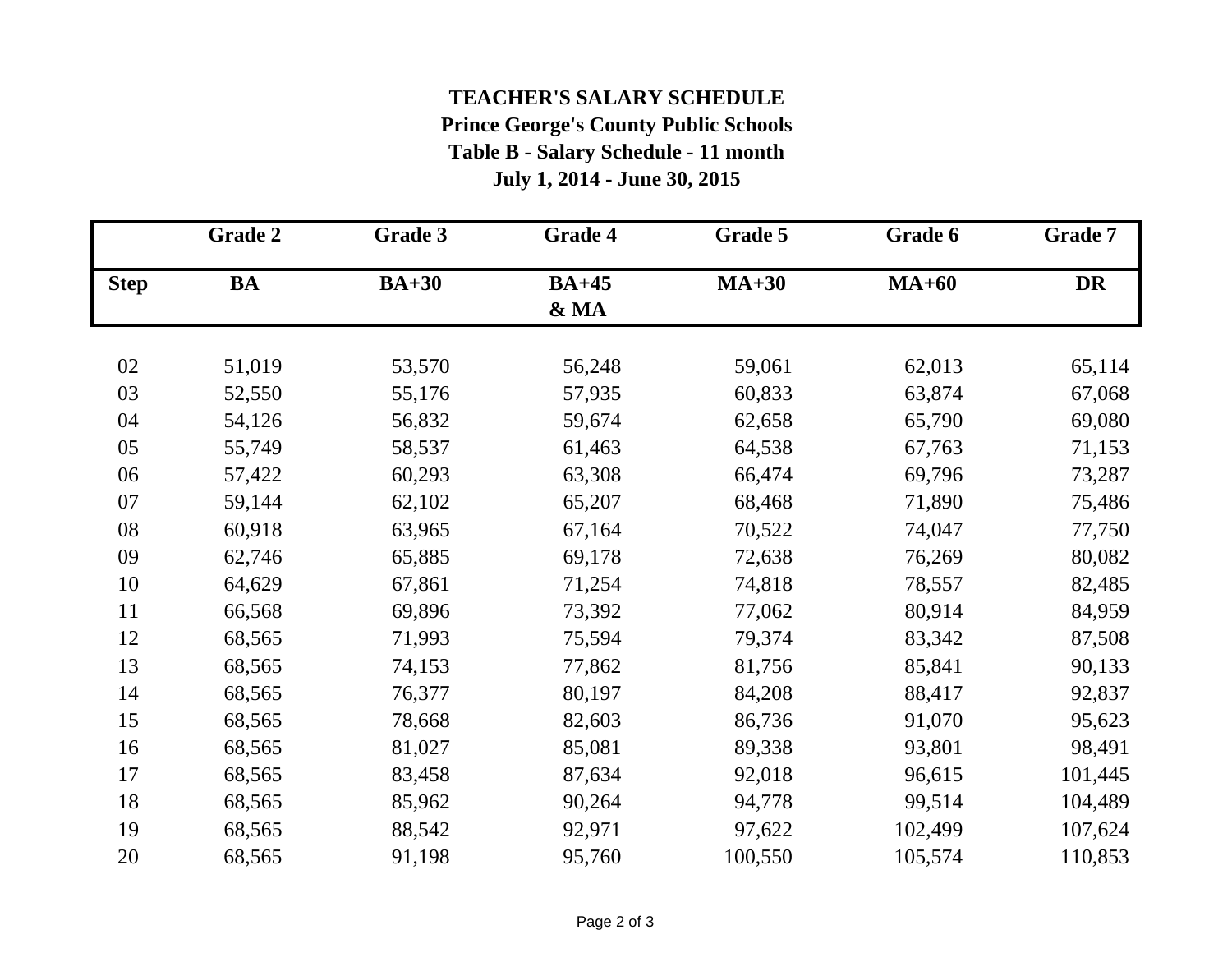# TEACHER'S SALARY SCHEDULE

## Prince George's County Public Schools

## Table B - Salary Schedule - 11 month

## July 1, 2014 - June 30, 2015

| | Grade 2 | Grade 3 | Grade 4 | Grade 5 | Grade 6 | Grade 7 |
|---|---|---|---|---|---|---|
| **Step** | **BA** | **BA+30** | **BA+45 & MA** | **MA+30** | **MA+60** | **DR** |
| 02 | 51,019 | 53,570 | 56,248 | 59,061 | 62,013 | 65,114 |
| 03 | 52,550 | 55,176 | 57,935 | 60,833 | 63,874 | 67,068 |
| 04 | 54,126 | 56,832 | 59,674 | 62,658 | 65,790 | 69,080 |
| 05 | 55,749 | 58,537 | 61,463 | 64,538 | 67,763 | 71,153 |
| 06 | 57,422 | 60,293 | 63,308 | 66,474 | 69,796 | 73,287 |
| 07 | 59,144 | 62,102 | 65,207 | 68,468 | 71,890 | 75,486 |
| 08 | 60,918 | 63,965 | 67,164 | 70,522 | 74,047 | 77,750 |
| 09 | 62,746 | 65,885 | 69,178 | 72,638 | 76,269 | 80,082 |
| 10 | 64,629 | 67,861 | 71,254 | 74,818 | 78,557 | 82,485 |
| 11 | 66,568 | 69,896 | 73,392 | 77,062 | 80,914 | 84,959 |
| 12 | 68,565 | 71,993 | 75,594 | 79,374 | 83,342 | 87,508 |
| 13 | 68,565 | 74,153 | 77,862 | 81,756 | 85,841 | 90,133 |
| 14 | 68,565 | 76,377 | 80,197 | 84,208 | 88,417 | 92,837 |
| 15 | 68,565 | 78,668 | 82,603 | 86,736 | 91,070 | 95,623 |
| 16 | 68,565 | 81,027 | 85,081 | 89,338 | 93,801 | 98,491 |
| 17 | 68,565 | 83,458 | 87,634 | 92,018 | 96,615 | 101,445 |
| 18 | 68,565 | 85,962 | 90,264 | 94,778 | 99,514 | 104,489 |
| 19 | 68,565 | 88,542 | 92,971 | 97,622 | 102,499 | 107,624 |
| 20 | 68,565 | 91,198 | 95,760 | 100,550 | 105,574 | 110,853 |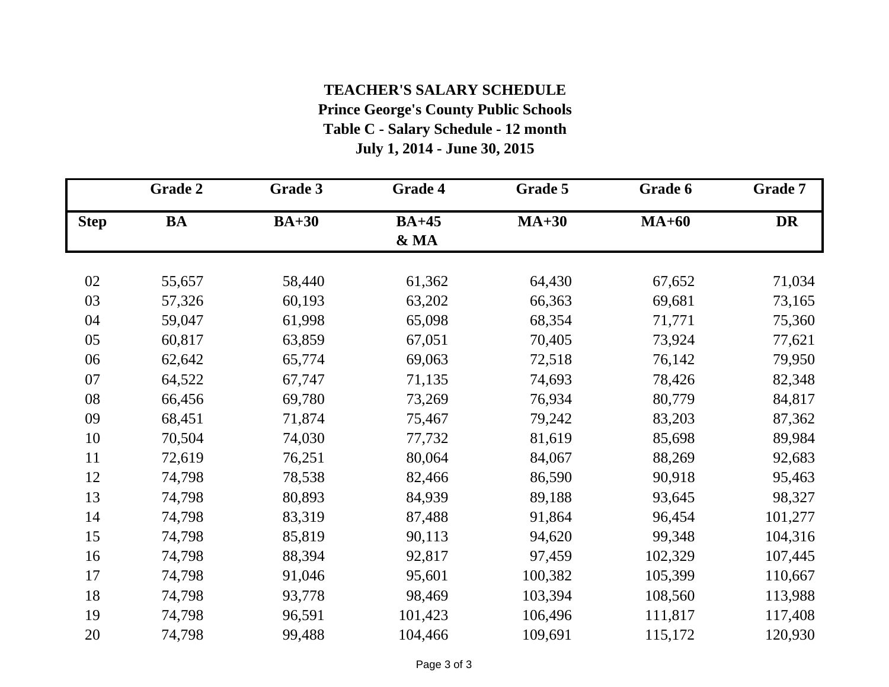**TEACHER'S SALARY SCHEDULE**
**Prince George's County Public Schools**
**Table C - Salary Schedule - 12 month**
**July 1, 2014 - June 30, 2015**

| | Grade 2 | Grade 3 | Grade 4 | Grade 5 | Grade 6 | Grade 7 |
|---|---|---|---|---|---|---|
| **Step** | **BA** | **BA+30** | **BA+45 & MA** | **MA+30** | **MA+60** | **DR** |
| 02 | 55,657 | 58,440 | 61,362 | 64,430 | 67,652 | 71,034 |
| 03 | 57,326 | 60,193 | 63,202 | 66,363 | 69,681 | 73,165 |
| 04 | 59,047 | 61,998 | 65,098 | 68,354 | 71,771 | 75,360 |
| 05 | 60,817 | 63,859 | 67,051 | 70,405 | 73,924 | 77,621 |
| 06 | 62,642 | 65,774 | 69,063 | 72,518 | 76,142 | 79,950 |
| 07 | 64,522 | 67,747 | 71,135 | 74,693 | 78,426 | 82,348 |
| 08 | 66,456 | 69,780 | 73,269 | 76,934 | 80,779 | 84,817 |
| 09 | 68,451 | 71,874 | 75,467 | 79,242 | 83,203 | 87,362 |
| 10 | 70,504 | 74,030 | 77,732 | 81,619 | 85,698 | 89,984 |
| 11 | 72,619 | 76,251 | 80,064 | 84,067 | 88,269 | 92,683 |
| 12 | 74,798 | 78,538 | 82,466 | 86,590 | 90,918 | 95,463 |
| 13 | 74,798 | 80,893 | 84,939 | 89,188 | 93,645 | 98,327 |
| 14 | 74,798 | 83,319 | 87,488 | 91,864 | 96,454 | 101,277 |
| 15 | 74,798 | 85,819 | 90,113 | 94,620 | 99,348 | 104,316 |
| 16 | 74,798 | 88,394 | 92,817 | 97,459 | 102,329 | 107,445 |
| 17 | 74,798 | 91,046 | 95,601 | 100,382 | 105,399 | 110,667 |
| 18 | 74,798 | 93,778 | 98,469 | 103,394 | 108,560 | 113,988 |
| 19 | 74,798 | 96,591 | 101,423 | 106,496 | 111,817 | 117,408 |
| 20 | 74,798 | 99,488 | 104,466 | 109,691 | 115,172 | 120,930 |